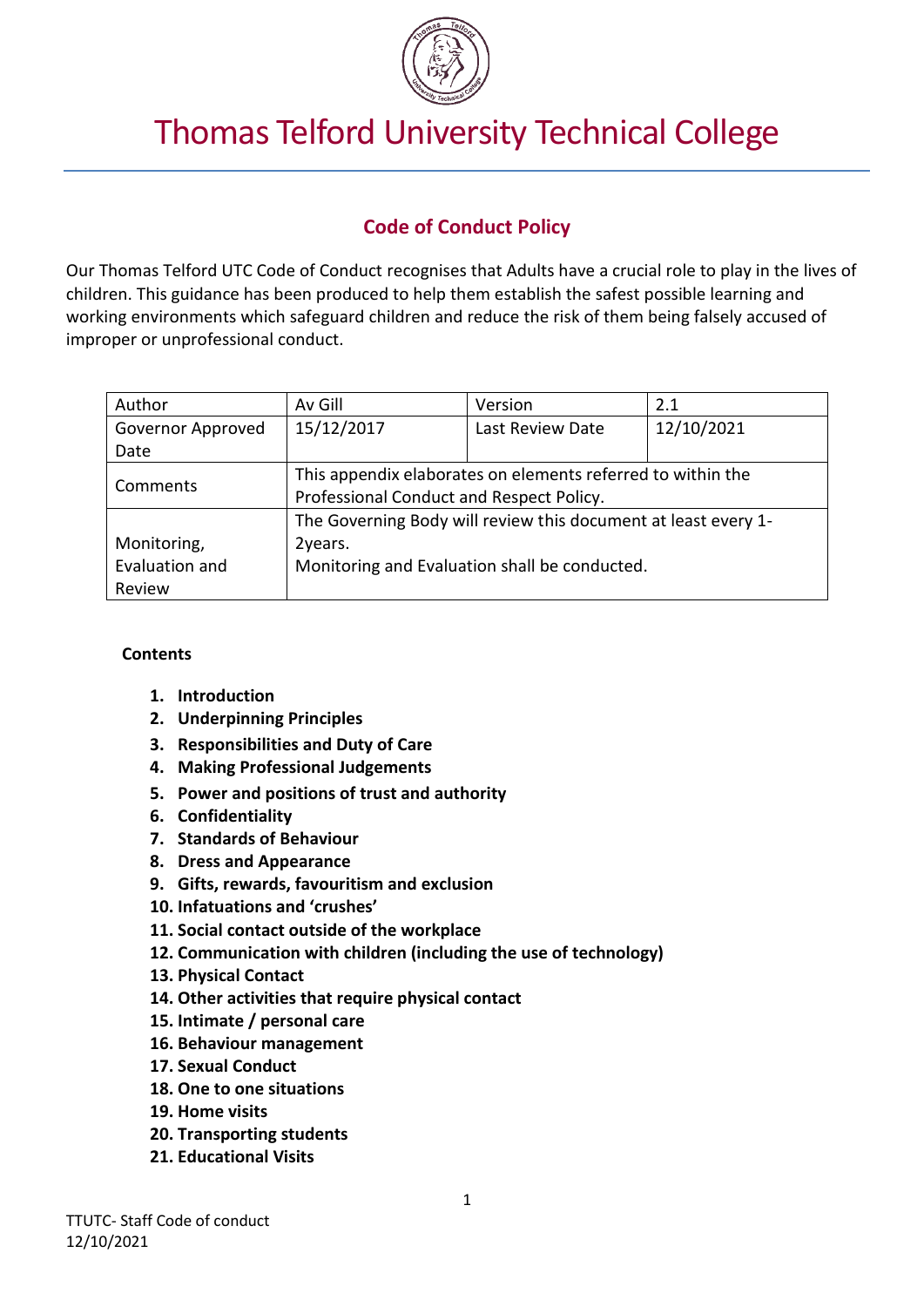# Thomas Telford University Technical College

## Code of Conduct Policy

Our Thomas Telford UTC Code of Conduct recognises that Adults have a crucial role to play in the lives of children. This guidance has been produced to help them establish the safest possible learning and working environments which safeguard children and reduce the risk of them being falsely accused of improper or unprofessional conduct.

| Author | Av Gill | Version | 2.1 |
|---|---|---|---|
| Governor Approved Date | 15/12/2017 | Last Review Date | 12/10/2021 |
| Comments | This appendix elaborates on elements referred to within the Professional Conduct and Respect Policy. | | |
| Monitoring, Evaluation and Review | The Governing Body will review this document at least every 1-2years. Monitoring and Evaluation shall be conducted. | | |

**Contents**

1. **Introduction**
2. **Underpinning Principles**
3. **Responsibilities and Duty of Care**
4. **Making Professional Judgements**
5. **Power and positions of trust and authority**
6. **Confidentiality**
7. **Standards of Behaviour**
8. **Dress and Appearance**
9. **Gifts, rewards, favouritism and exclusion**
10. **Infatuations and 'crushes'**
11. **Social contact outside of the workplace**
12. **Communication with children (including the use of technology)**
13. **Physical Contact**
14. **Other activities that require physical contact**
15. **Intimate / personal care**
16. **Behaviour management**
17. **Sexual Conduct**
18. **One to one situations**
19. **Home visits**
20. **Transporting students**
21. **Educational Visits**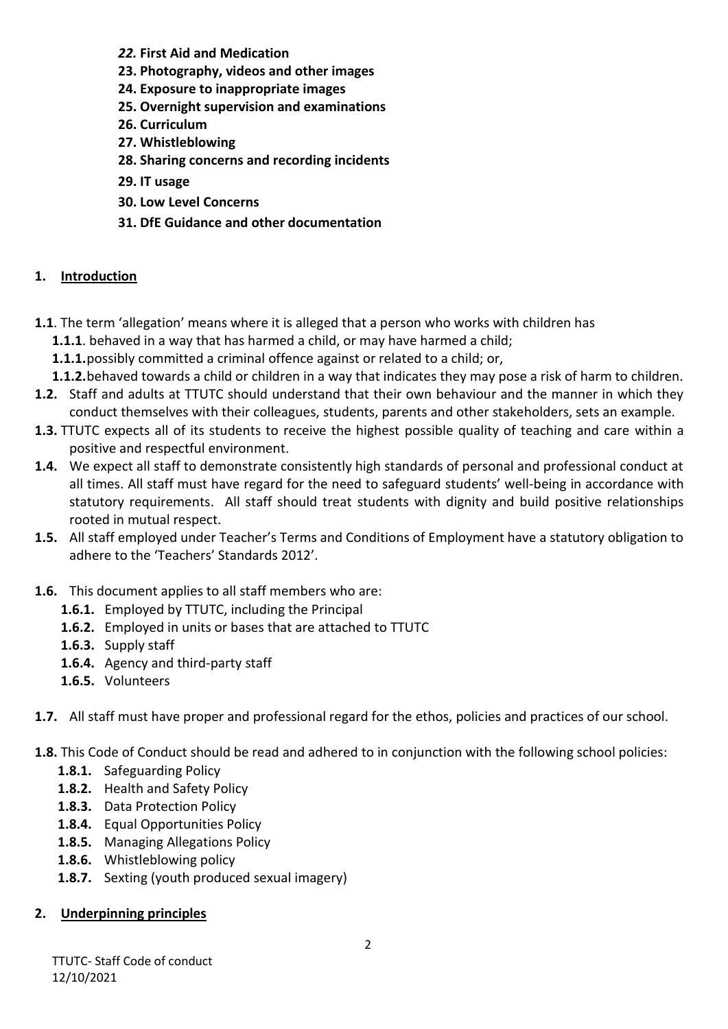***22.*** **First Aid and Medication**
**23. Photography, videos and other images**
**24. Exposure to inappropriate images**
**25. Overnight supervision and examinations**
**26. Curriculum**
**27. Whistleblowing**
**28. Sharing concerns and recording incidents**
**29. IT usage**
**30. Low Level Concerns**
**31. DfE Guidance and other documentation**

## 1. Introduction

**1.1**. The term 'allegation' means where it is alleged that a person who works with children has

- **1.1.1**. behaved in a way that has harmed a child, or may have harmed a child;
- **1.1.1.** possibly committed a criminal offence against or related to a child; or,
- **1.1.2.** behaved towards a child or children in a way that indicates they may pose a risk of harm to children.

**1.2.** Staff and adults at TTUTC should understand that their own behaviour and the manner in which they conduct themselves with their colleagues, students, parents and other stakeholders, sets an example.

**1.3.** TTUTC expects all of its students to receive the highest possible quality of teaching and care within a positive and respectful environment.

**1.4.** We expect all staff to demonstrate consistently high standards of personal and professional conduct at all times. All staff must have regard for the need to safeguard students' well-being in accordance with statutory requirements. All staff should treat students with dignity and build positive relationships rooted in mutual respect.

**1.5.** All staff employed under Teacher's Terms and Conditions of Employment have a statutory obligation to adhere to the 'Teachers' Standards 2012'.

**1.6.** This document applies to all staff members who are:

- **1.6.1.** Employed by TTUTC, including the Principal
- **1.6.2.** Employed in units or bases that are attached to TTUTC
- **1.6.3.** Supply staff
- **1.6.4.** Agency and third-party staff
- **1.6.5.** Volunteers

**1.7.** All staff must have proper and professional regard for the ethos, policies and practices of our school.

**1.8.** This Code of Conduct should be read and adhered to in conjunction with the following school policies:

- **1.8.1.** Safeguarding Policy
- **1.8.2.** Health and Safety Policy
- **1.8.3.** Data Protection Policy
- **1.8.4.** Equal Opportunities Policy
- **1.8.5.** Managing Allegations Policy
- **1.8.6.** Whistleblowing policy
- **1.8.7.** Sexting (youth produced sexual imagery)

## 2. Underpinning principles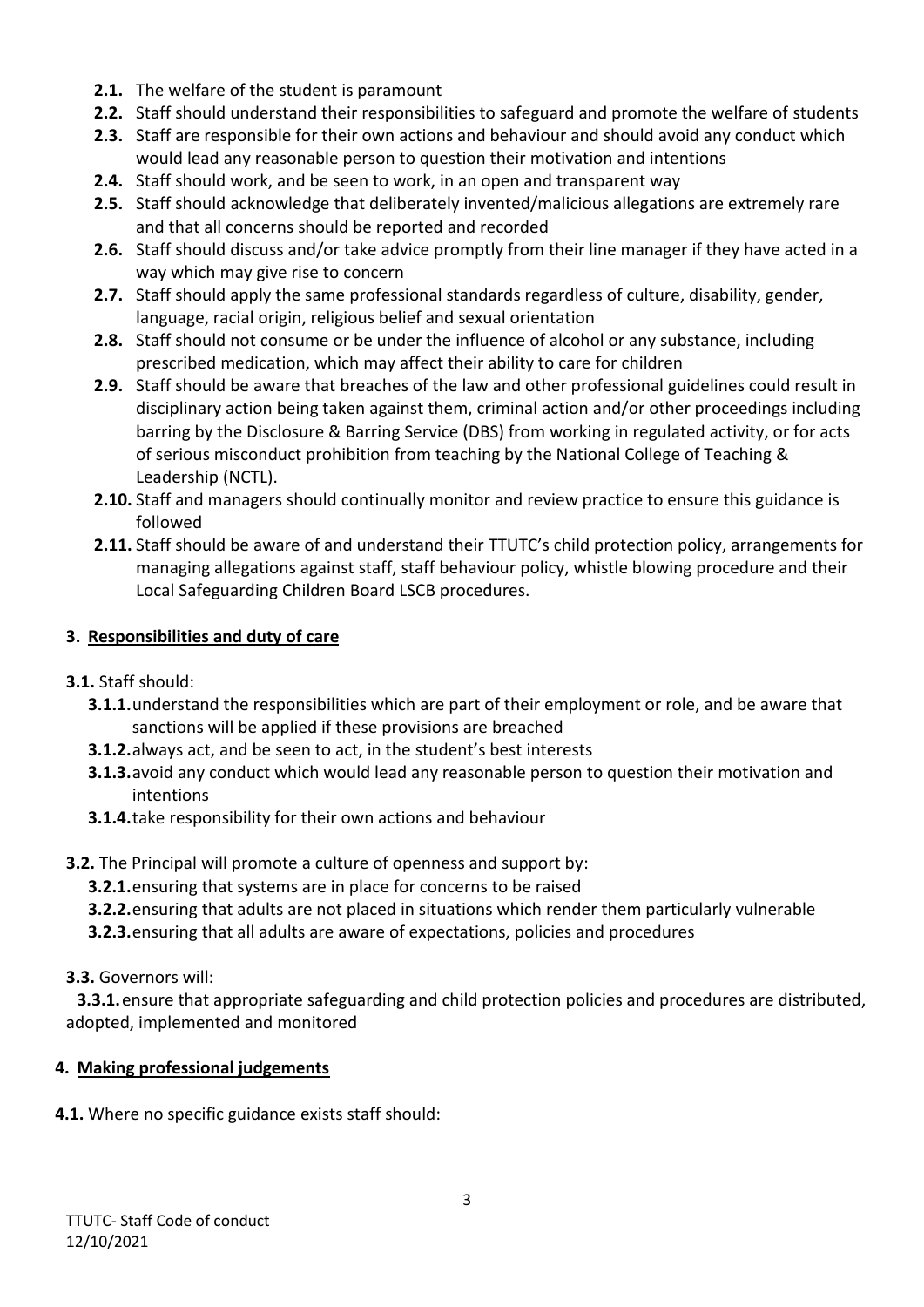- **2.1.** The welfare of the student is paramount
- **2.2.** Staff should understand their responsibilities to safeguard and promote the welfare of students
- **2.3.** Staff are responsible for their own actions and behaviour and should avoid any conduct which would lead any reasonable person to question their motivation and intentions
- **2.4.** Staff should work, and be seen to work, in an open and transparent way
- **2.5.** Staff should acknowledge that deliberately invented/malicious allegations are extremely rare and that all concerns should be reported and recorded
- **2.6.** Staff should discuss and/or take advice promptly from their line manager if they have acted in a way which may give rise to concern
- **2.7.** Staff should apply the same professional standards regardless of culture, disability, gender, language, racial origin, religious belief and sexual orientation
- **2.8.** Staff should not consume or be under the influence of alcohol or any substance, including prescribed medication, which may affect their ability to care for children
- **2.9.** Staff should be aware that breaches of the law and other professional guidelines could result in disciplinary action being taken against them, criminal action and/or other proceedings including barring by the Disclosure & Barring Service (DBS) from working in regulated activity, or for acts of serious misconduct prohibition from teaching by the National College of Teaching & Leadership (NCTL).
- **2.10.** Staff and managers should continually monitor and review practice to ensure this guidance is followed
- **2.11.** Staff should be aware of and understand their TTUTC's child protection policy, arrangements for managing allegations against staff, staff behaviour policy, whistle blowing procedure and their Local Safeguarding Children Board LSCB procedures.

## 3. Responsibilities and duty of care

**3.1.** Staff should:

- **3.1.1.** understand the responsibilities which are part of their employment or role, and be aware that sanctions will be applied if these provisions are breached
- **3.1.2.** always act, and be seen to act, in the student's best interests
- **3.1.3.** avoid any conduct which would lead any reasonable person to question their motivation and intentions
- **3.1.4.** take responsibility for their own actions and behaviour

**3.2.** The Principal will promote a culture of openness and support by:

- **3.2.1.** ensuring that systems are in place for concerns to be raised
- **3.2.2.** ensuring that adults are not placed in situations which render them particularly vulnerable
- **3.2.3.** ensuring that all adults are aware of expectations, policies and procedures

**3.3.** Governors will:

- **3.3.1.** ensure that appropriate safeguarding and child protection policies and procedures are distributed, adopted, implemented and monitored

## 4. Making professional judgements

**4.1.** Where no specific guidance exists staff should: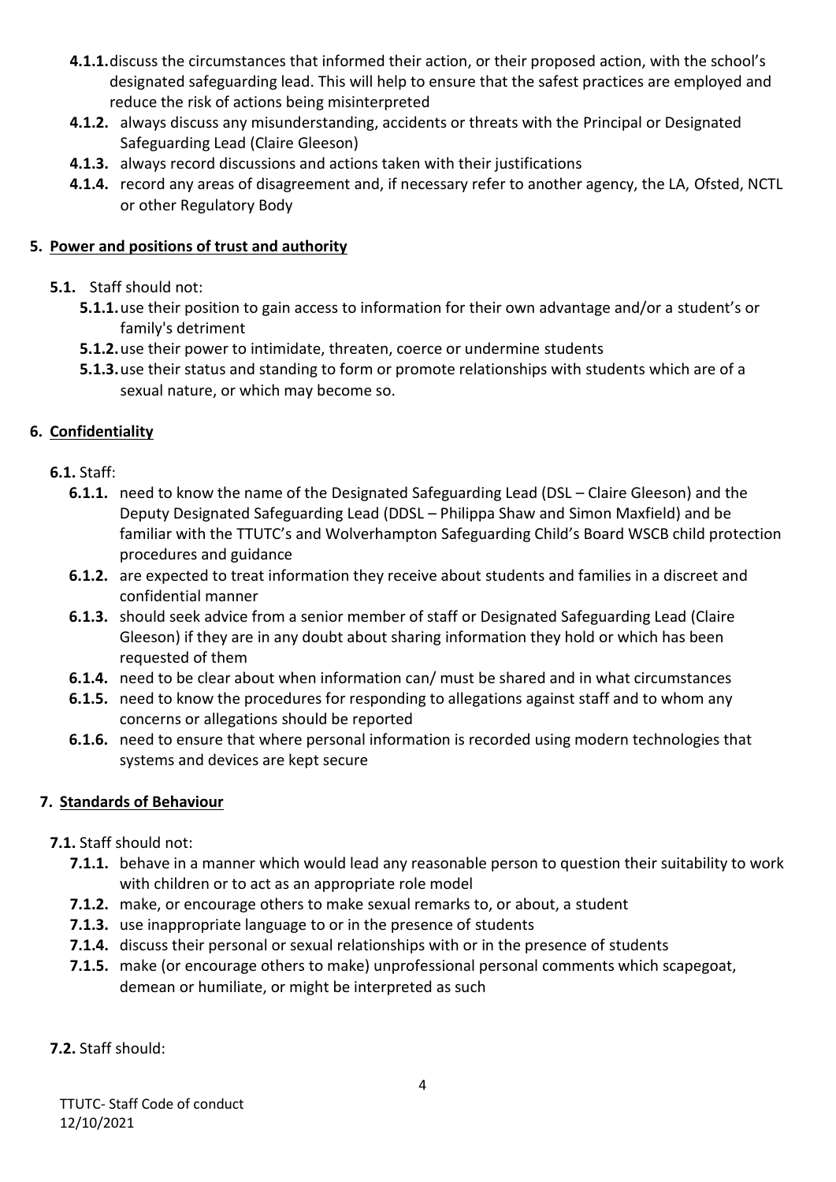**4.1.1.** discuss the circumstances that informed their action, or their proposed action, with the school's designated safeguarding lead. This will help to ensure that the safest practices are employed and reduce the risk of actions being misinterpreted

**4.1.2.** always discuss any misunderstanding, accidents or threats with the Principal or Designated Safeguarding Lead (Claire Gleeson)

**4.1.3.** always record discussions and actions taken with their justifications

**4.1.4.** record any areas of disagreement and, if necessary refer to another agency, the LA, Ofsted, NCTL or other Regulatory Body

## 5. Power and positions of trust and authority

**5.1.** Staff should not:

**5.1.1.** use their position to gain access to information for their own advantage and/or a student's or family's detriment

**5.1.2.** use their power to intimidate, threaten, coerce or undermine students

**5.1.3.** use their status and standing to form or promote relationships with students which are of a sexual nature, or which may become so.

## 6. Confidentiality

**6.1.** Staff:

**6.1.1.** need to know the name of the Designated Safeguarding Lead (DSL – Claire Gleeson) and the Deputy Designated Safeguarding Lead (DDSL – Philippa Shaw and Simon Maxfield) and be familiar with the TTUTC's and Wolverhampton Safeguarding Child's Board WSCB child protection procedures and guidance

**6.1.2.** are expected to treat information they receive about students and families in a discreet and confidential manner

**6.1.3.** should seek advice from a senior member of staff or Designated Safeguarding Lead (Claire Gleeson) if they are in any doubt about sharing information they hold or which has been requested of them

**6.1.4.** need to be clear about when information can/ must be shared and in what circumstances

**6.1.5.** need to know the procedures for responding to allegations against staff and to whom any concerns or allegations should be reported

**6.1.6.** need to ensure that where personal information is recorded using modern technologies that systems and devices are kept secure

## 7. Standards of Behaviour

**7.1.** Staff should not:

**7.1.1.** behave in a manner which would lead any reasonable person to question their suitability to work with children or to act as an appropriate role model

**7.1.2.** make, or encourage others to make sexual remarks to, or about, a student

**7.1.3.** use inappropriate language to or in the presence of students

**7.1.4.** discuss their personal or sexual relationships with or in the presence of students

**7.1.5.** make (or encourage others to make) unprofessional personal comments which scapegoat, demean or humiliate, or might be interpreted as such

**7.2.** Staff should: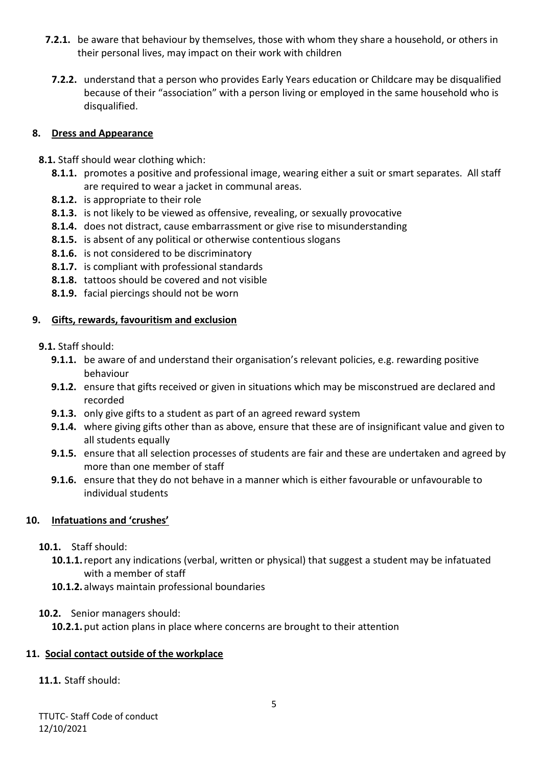**7.2.1.** be aware that behaviour by themselves, those with whom they share a household, or others in their personal lives, may impact on their work with children

**7.2.2.** understand that a person who provides Early Years education or Childcare may be disqualified because of their "association" with a person living or employed in the same household who is disqualified.

## 8. Dress and Appearance

**8.1.** Staff should wear clothing which:

- **8.1.1.** promotes a positive and professional image, wearing either a suit or smart separates. All staff are required to wear a jacket in communal areas.
- **8.1.2.** is appropriate to their role
- **8.1.3.** is not likely to be viewed as offensive, revealing, or sexually provocative
- **8.1.4.** does not distract, cause embarrassment or give rise to misunderstanding
- **8.1.5.** is absent of any political or otherwise contentious slogans
- **8.1.6.** is not considered to be discriminatory
- **8.1.7.** is compliant with professional standards
- **8.1.8.** tattoos should be covered and not visible
- **8.1.9.** facial piercings should not be worn

## 9. Gifts, rewards, favouritism and exclusion

**9.1.** Staff should:

- **9.1.1.** be aware of and understand their organisation's relevant policies, e.g. rewarding positive behaviour
- **9.1.2.** ensure that gifts received or given in situations which may be misconstrued are declared and recorded
- **9.1.3.** only give gifts to a student as part of an agreed reward system
- **9.1.4.** where giving gifts other than as above, ensure that these are of insignificant value and given to all students equally
- **9.1.5.** ensure that all selection processes of students are fair and these are undertaken and agreed by more than one member of staff
- **9.1.6.** ensure that they do not behave in a manner which is either favourable or unfavourable to individual students

## 10. Infatuations and 'crushes'

**10.1.** Staff should:

- **10.1.1.** report any indications (verbal, written or physical) that suggest a student may be infatuated with a member of staff
- **10.1.2.** always maintain professional boundaries

**10.2.** Senior managers should:

- **10.2.1.** put action plans in place where concerns are brought to their attention

## 11. Social contact outside of the workplace

**11.1.** Staff should: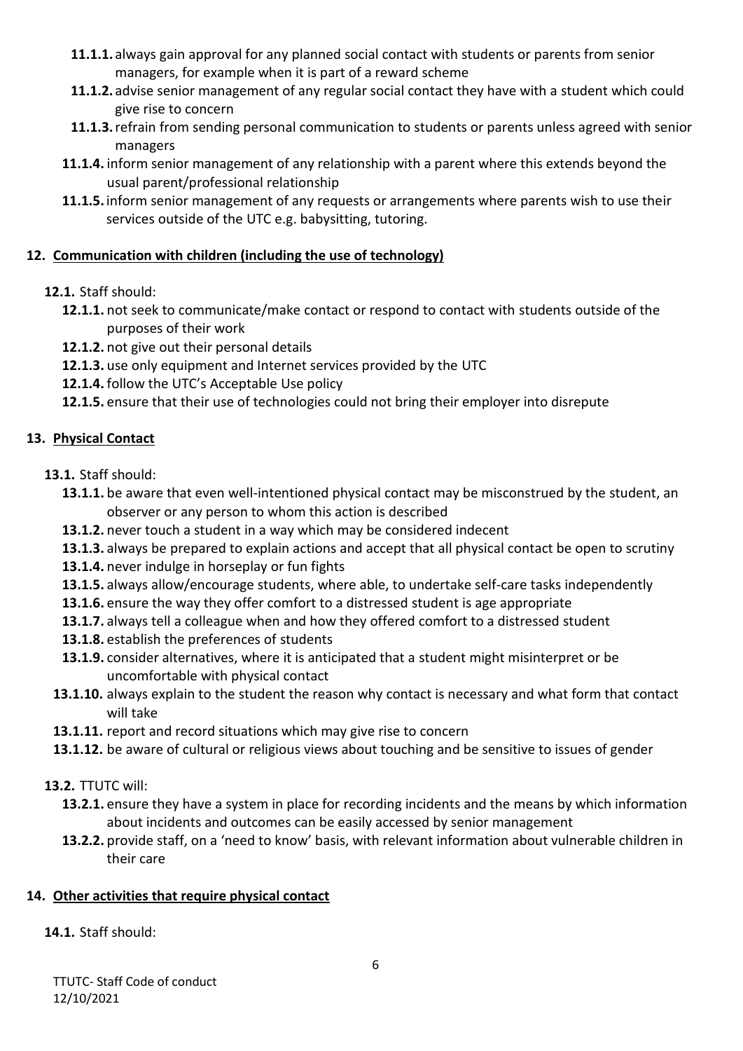- **11.1.1.** always gain approval for any planned social contact with students or parents from senior managers, for example when it is part of a reward scheme
- **11.1.2.** advise senior management of any regular social contact they have with a student which could give rise to concern
- **11.1.3.** refrain from sending personal communication to students or parents unless agreed with senior managers
- **11.1.4.** inform senior management of any relationship with a parent where this extends beyond the usual parent/professional relationship
- **11.1.5.** inform senior management of any requests or arrangements where parents wish to use their services outside of the UTC e.g. babysitting, tutoring.

## 12. <u>Communication with children (including the use of technology)</u>

**12.1.** Staff should:

- **12.1.1.** not seek to communicate/make contact or respond to contact with students outside of the purposes of their work
- **12.1.2.** not give out their personal details
- **12.1.3.** use only equipment and Internet services provided by the UTC
- **12.1.4.** follow the UTC's Acceptable Use policy
- **12.1.5.** ensure that their use of technologies could not bring their employer into disrepute

## 13. <u>Physical Contact</u>

**13.1.** Staff should:

- **13.1.1.** be aware that even well-intentioned physical contact may be misconstrued by the student, an observer or any person to whom this action is described
- **13.1.2.** never touch a student in a way which may be considered indecent
- **13.1.3.** always be prepared to explain actions and accept that all physical contact be open to scrutiny
- **13.1.4.** never indulge in horseplay or fun fights
- **13.1.5.** always allow/encourage students, where able, to undertake self-care tasks independently
- **13.1.6.** ensure the way they offer comfort to a distressed student is age appropriate
- **13.1.7.** always tell a colleague when and how they offered comfort to a distressed student
- **13.1.8.** establish the preferences of students
- **13.1.9.** consider alternatives, where it is anticipated that a student might misinterpret or be uncomfortable with physical contact
- **13.1.10.** always explain to the student the reason why contact is necessary and what form that contact will take
- **13.1.11.** report and record situations which may give rise to concern
- **13.1.12.** be aware of cultural or religious views about touching and be sensitive to issues of gender

**13.2.** TTUTC will:

- **13.2.1.** ensure they have a system in place for recording incidents and the means by which information about incidents and outcomes can be easily accessed by senior management
- **13.2.2.** provide staff, on a 'need to know' basis, with relevant information about vulnerable children in their care

## 14. <u>Other activities that require physical contact</u>

**14.1.** Staff should: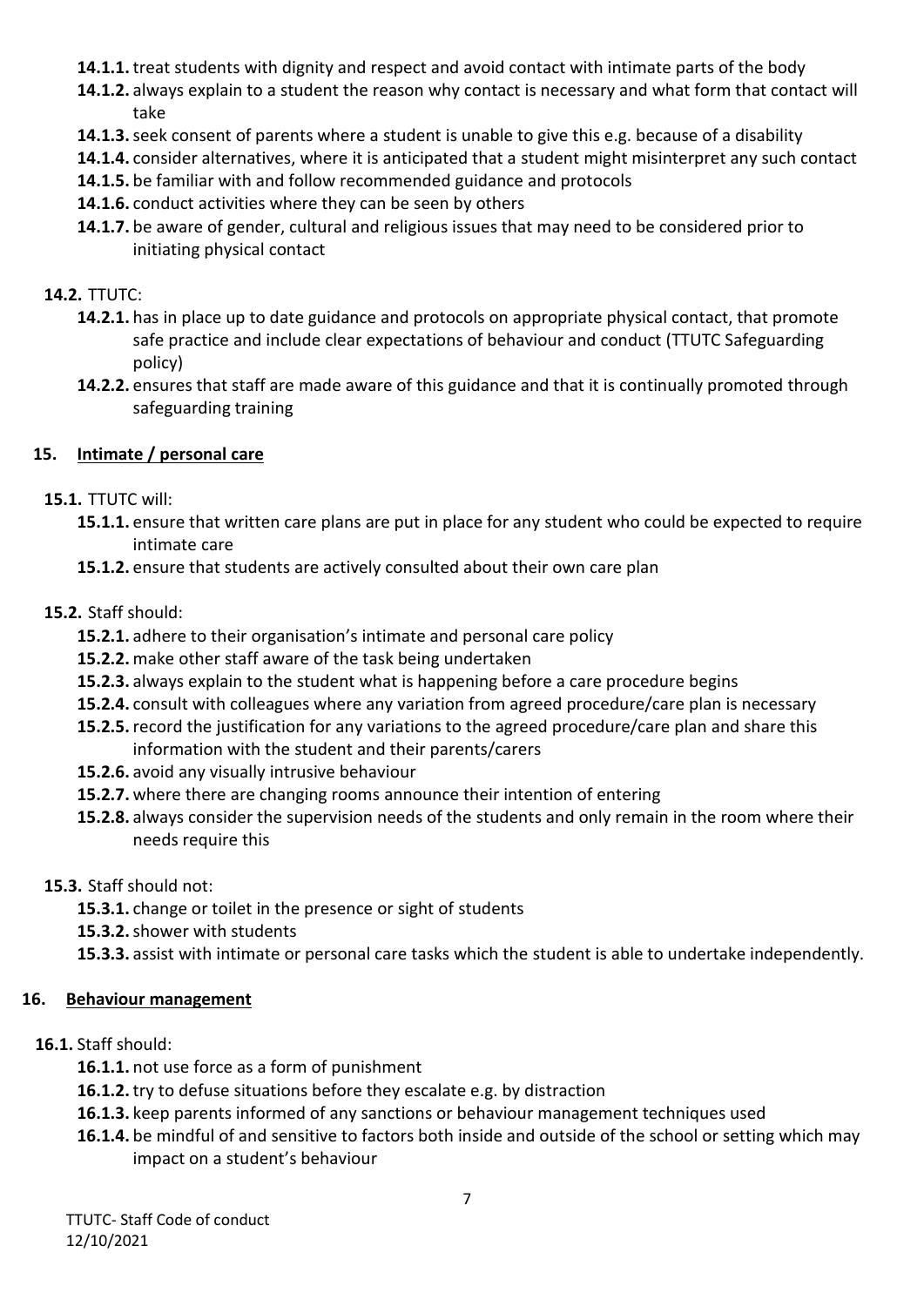- **14.1.1.** treat students with dignity and respect and avoid contact with intimate parts of the body
- **14.1.2.** always explain to a student the reason why contact is necessary and what form that contact will take
- **14.1.3.** seek consent of parents where a student is unable to give this e.g. because of a disability
- **14.1.4.** consider alternatives, where it is anticipated that a student might misinterpret any such contact
- **14.1.5.** be familiar with and follow recommended guidance and protocols
- **14.1.6.** conduct activities where they can be seen by others
- **14.1.7.** be aware of gender, cultural and religious issues that may need to be considered prior to initiating physical contact

**14.2.** TTUTC:

- **14.2.1.** has in place up to date guidance and protocols on appropriate physical contact, that promote safe practice and include clear expectations of behaviour and conduct (TTUTC Safeguarding policy)
- **14.2.2.** ensures that staff are made aware of this guidance and that it is continually promoted through safeguarding training

## 15. Intimate / personal care

**15.1.** TTUTC will:

- **15.1.1.** ensure that written care plans are put in place for any student who could be expected to require intimate care
- **15.1.2.** ensure that students are actively consulted about their own care plan

**15.2.** Staff should:

- **15.2.1.** adhere to their organisation's intimate and personal care policy
- **15.2.2.** make other staff aware of the task being undertaken
- **15.2.3.** always explain to the student what is happening before a care procedure begins
- **15.2.4.** consult with colleagues where any variation from agreed procedure/care plan is necessary
- **15.2.5.** record the justification for any variations to the agreed procedure/care plan and share this information with the student and their parents/carers
- **15.2.6.** avoid any visually intrusive behaviour
- **15.2.7.** where there are changing rooms announce their intention of entering
- **15.2.8.** always consider the supervision needs of the students and only remain in the room where their needs require this

**15.3.** Staff should not:

- **15.3.1.** change or toilet in the presence or sight of students
- **15.3.2.** shower with students
- **15.3.3.** assist with intimate or personal care tasks which the student is able to undertake independently.

## 16. Behaviour management

**16.1.** Staff should:

- **16.1.1.** not use force as a form of punishment
- **16.1.2.** try to defuse situations before they escalate e.g. by distraction
- **16.1.3.** keep parents informed of any sanctions or behaviour management techniques used
- **16.1.4.** be mindful of and sensitive to factors both inside and outside of the school or setting which may impact on a student's behaviour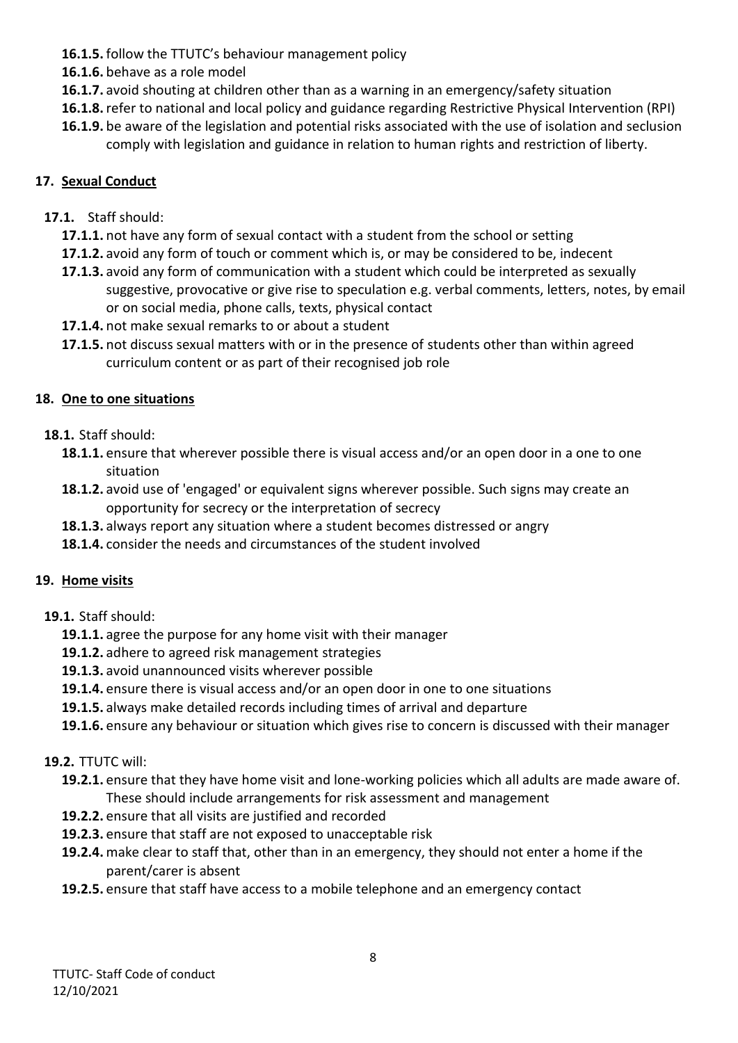**16.1.5.** follow the TTUTC's behaviour management policy

**16.1.6.** behave as a role model

**16.1.7.** avoid shouting at children other than as a warning in an emergency/safety situation

**16.1.8.** refer to national and local policy and guidance regarding Restrictive Physical Intervention (RPI)

**16.1.9.** be aware of the legislation and potential risks associated with the use of isolation and seclusion comply with legislation and guidance in relation to human rights and restriction of liberty.

## 17. Sexual Conduct

**17.1.** Staff should:

**17.1.1.** not have any form of sexual contact with a student from the school or setting

**17.1.2.** avoid any form of touch or comment which is, or may be considered to be, indecent

**17.1.3.** avoid any form of communication with a student which could be interpreted as sexually suggestive, provocative or give rise to speculation e.g. verbal comments, letters, notes, by email or on social media, phone calls, texts, physical contact

**17.1.4.** not make sexual remarks to or about a student

**17.1.5.** not discuss sexual matters with or in the presence of students other than within agreed curriculum content or as part of their recognised job role

## 18. One to one situations

**18.1.** Staff should:

**18.1.1.** ensure that wherever possible there is visual access and/or an open door in a one to one situation

**18.1.2.** avoid use of 'engaged' or equivalent signs wherever possible. Such signs may create an opportunity for secrecy or the interpretation of secrecy

**18.1.3.** always report any situation where a student becomes distressed or angry

**18.1.4.** consider the needs and circumstances of the student involved

## 19. Home visits

**19.1.** Staff should:

**19.1.1.** agree the purpose for any home visit with their manager

**19.1.2.** adhere to agreed risk management strategies

**19.1.3.** avoid unannounced visits wherever possible

**19.1.4.** ensure there is visual access and/or an open door in one to one situations

**19.1.5.** always make detailed records including times of arrival and departure

**19.1.6.** ensure any behaviour or situation which gives rise to concern is discussed with their manager

**19.2.** TTUTC will:

**19.2.1.** ensure that they have home visit and lone-working policies which all adults are made aware of. These should include arrangements for risk assessment and management

**19.2.2.** ensure that all visits are justified and recorded

**19.2.3.** ensure that staff are not exposed to unacceptable risk

**19.2.4.** make clear to staff that, other than in an emergency, they should not enter a home if the parent/carer is absent

**19.2.5.** ensure that staff have access to a mobile telephone and an emergency contact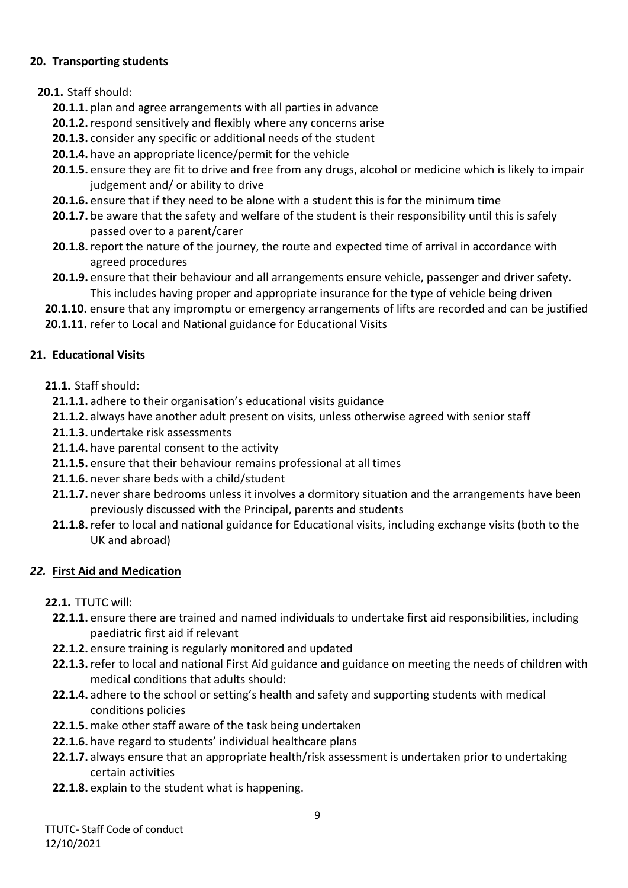## 20. Transporting students

**20.1.** Staff should:

- **20.1.1.** plan and agree arrangements with all parties in advance
- **20.1.2.** respond sensitively and flexibly where any concerns arise
- **20.1.3.** consider any specific or additional needs of the student
- **20.1.4.** have an appropriate licence/permit for the vehicle
- **20.1.5.** ensure they are fit to drive and free from any drugs, alcohol or medicine which is likely to impair judgement and/ or ability to drive
- **20.1.6.** ensure that if they need to be alone with a student this is for the minimum time
- **20.1.7.** be aware that the safety and welfare of the student is their responsibility until this is safely passed over to a parent/carer
- **20.1.8.** report the nature of the journey, the route and expected time of arrival in accordance with agreed procedures
- **20.1.9.** ensure that their behaviour and all arrangements ensure vehicle, passenger and driver safety. This includes having proper and appropriate insurance for the type of vehicle being driven
- **20.1.10.** ensure that any impromptu or emergency arrangements of lifts are recorded and can be justified
- **20.1.11.** refer to Local and National guidance for Educational Visits

## 21. Educational Visits

**21.1.** Staff should:

- **21.1.1.** adhere to their organisation's educational visits guidance
- **21.1.2.** always have another adult present on visits, unless otherwise agreed with senior staff
- **21.1.3.** undertake risk assessments
- **21.1.4.** have parental consent to the activity
- **21.1.5.** ensure that their behaviour remains professional at all times
- **21.1.6.** never share beds with a child/student
- **21.1.7.** never share bedrooms unless it involves a dormitory situation and the arrangements have been previously discussed with the Principal, parents and students
- **21.1.8.** refer to local and national guidance for Educational visits, including exchange visits (both to the UK and abroad)

## *22.* First Aid and Medication

**22.1.** TTUTC will:

- **22.1.1.** ensure there are trained and named individuals to undertake first aid responsibilities, including paediatric first aid if relevant
- **22.1.2.** ensure training is regularly monitored and updated
- **22.1.3.** refer to local and national First Aid guidance and guidance on meeting the needs of children with medical conditions that adults should:
- **22.1.4.** adhere to the school or setting's health and safety and supporting students with medical conditions policies
- **22.1.5.** make other staff aware of the task being undertaken
- **22.1.6.** have regard to students' individual healthcare plans
- **22.1.7.** always ensure that an appropriate health/risk assessment is undertaken prior to undertaking certain activities
- **22.1.8.** explain to the student what is happening.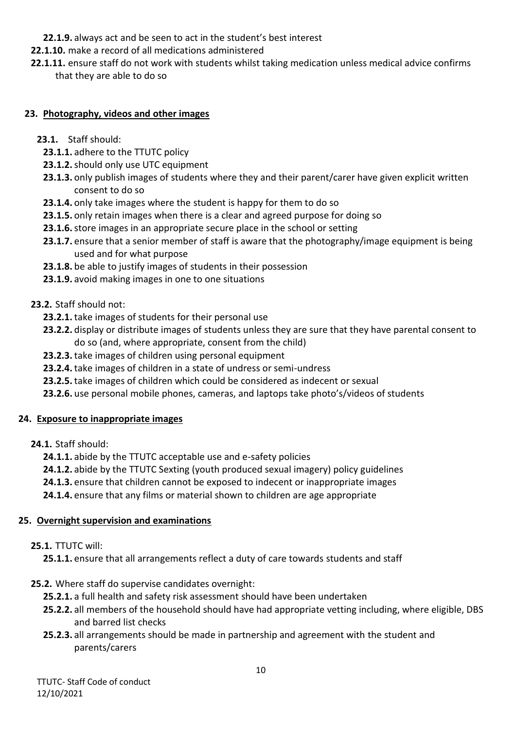**22.1.9.** always act and be seen to act in the student's best interest

**22.1.10.** make a record of all medications administered

**22.1.11.** ensure staff do not work with students whilst taking medication unless medical advice confirms that they are able to do so

## 23. Photography, videos and other images

**23.1.** Staff should:

- **23.1.1.** adhere to the TTUTC policy
- **23.1.2.** should only use UTC equipment
- **23.1.3.** only publish images of students where they and their parent/carer have given explicit written consent to do so
- **23.1.4.** only take images where the student is happy for them to do so
- **23.1.5.** only retain images when there is a clear and agreed purpose for doing so
- **23.1.6.** store images in an appropriate secure place in the school or setting
- **23.1.7.** ensure that a senior member of staff is aware that the photography/image equipment is being used and for what purpose
- **23.1.8.** be able to justify images of students in their possession
- **23.1.9.** avoid making images in one to one situations

**23.2.** Staff should not:

- **23.2.1.** take images of students for their personal use
- **23.2.2.** display or distribute images of students unless they are sure that they have parental consent to do so (and, where appropriate, consent from the child)
- **23.2.3.** take images of children using personal equipment
- **23.2.4.** take images of children in a state of undress or semi-undress
- **23.2.5.** take images of children which could be considered as indecent or sexual
- **23.2.6.** use personal mobile phones, cameras, and laptops take photo's/videos of students

## 24. Exposure to inappropriate images

**24.1.** Staff should:

- **24.1.1.** abide by the TTUTC acceptable use and e-safety policies
- **24.1.2.** abide by the TTUTC Sexting (youth produced sexual imagery) policy guidelines
- **24.1.3.** ensure that children cannot be exposed to indecent or inappropriate images
- **24.1.4.** ensure that any films or material shown to children are age appropriate

## 25. Overnight supervision and examinations

**25.1.** TTUTC will:

- **25.1.1.** ensure that all arrangements reflect a duty of care towards students and staff

**25.2.** Where staff do supervise candidates overnight:

- **25.2.1.** a full health and safety risk assessment should have been undertaken
- **25.2.2.** all members of the household should have had appropriate vetting including, where eligible, DBS and barred list checks
- **25.2.3.** all arrangements should be made in partnership and agreement with the student and parents/carers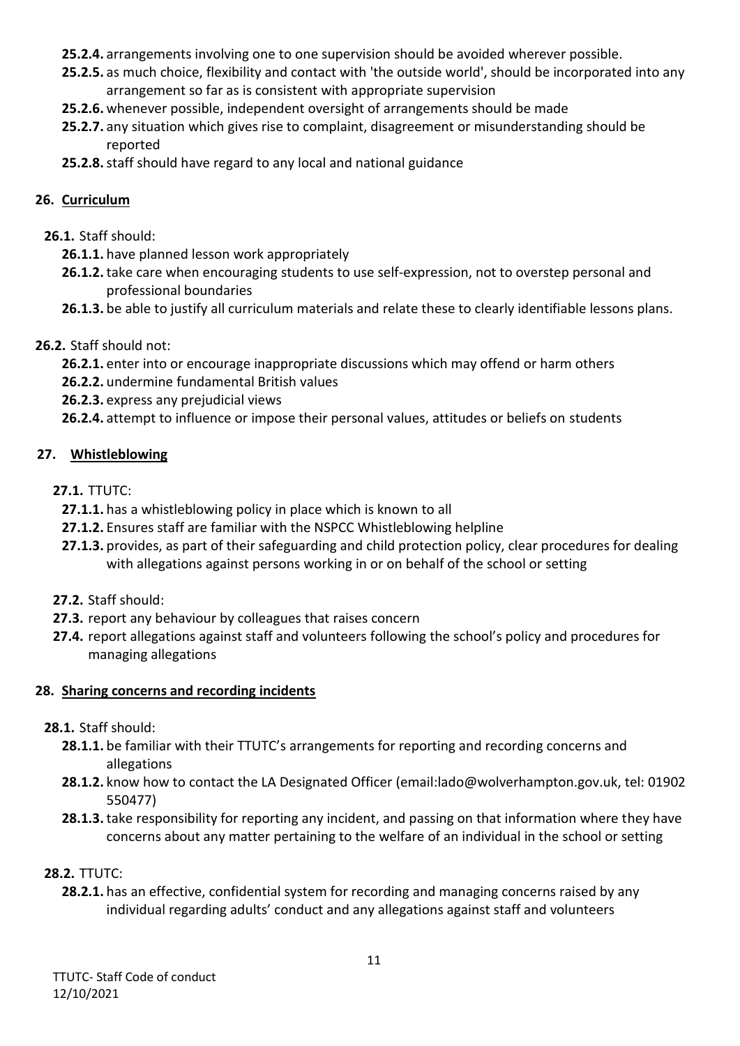**25.2.4.** arrangements involving one to one supervision should be avoided wherever possible.

**25.2.5.** as much choice, flexibility and contact with 'the outside world', should be incorporated into any arrangement so far as is consistent with appropriate supervision

**25.2.6.** whenever possible, independent oversight of arrangements should be made

**25.2.7.** any situation which gives rise to complaint, disagreement or misunderstanding should be reported

**25.2.8.** staff should have regard to any local and national guidance

## 26. Curriculum

**26.1.** Staff should:

**26.1.1.** have planned lesson work appropriately

**26.1.2.** take care when encouraging students to use self-expression, not to overstep personal and professional boundaries

**26.1.3.** be able to justify all curriculum materials and relate these to clearly identifiable lessons plans.

**26.2.** Staff should not:

**26.2.1.** enter into or encourage inappropriate discussions which may offend or harm others

**26.2.2.** undermine fundamental British values

**26.2.3.** express any prejudicial views

**26.2.4.** attempt to influence or impose their personal values, attitudes or beliefs on students

## 27. Whistleblowing

**27.1.** TTUTC:

**27.1.1.** has a whistleblowing policy in place which is known to all

**27.1.2.** Ensures staff are familiar with the NSPCC Whistleblowing helpline

**27.1.3.** provides, as part of their safeguarding and child protection policy, clear procedures for dealing with allegations against persons working in or on behalf of the school or setting

**27.2.** Staff should:

**27.3.** report any behaviour by colleagues that raises concern

**27.4.** report allegations against staff and volunteers following the school's policy and procedures for managing allegations

## 28. Sharing concerns and recording incidents

**28.1.** Staff should:

**28.1.1.** be familiar with their TTUTC's arrangements for reporting and recording concerns and allegations

**28.1.2.** know how to contact the LA Designated Officer (email:lado@wolverhampton.gov.uk, tel: 01902 550477)

**28.1.3.** take responsibility for reporting any incident, and passing on that information where they have concerns about any matter pertaining to the welfare of an individual in the school or setting

**28.2.** TTUTC:

**28.2.1.** has an effective, confidential system for recording and managing concerns raised by any individual regarding adults' conduct and any allegations against staff and volunteers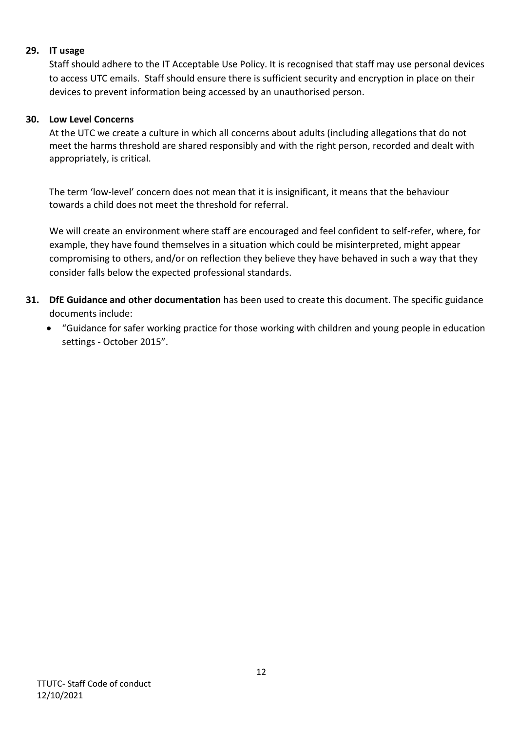**29. IT usage**

Staff should adhere to the IT Acceptable Use Policy. It is recognised that staff may use personal devices to access UTC emails. Staff should ensure there is sufficient security and encryption in place on their devices to prevent information being accessed by an unauthorised person.

**30. Low Level Concerns**

At the UTC we create a culture in which all concerns about adults (including allegations that do not meet the harms threshold are shared responsibly and with the right person, recorded and dealt with appropriately, is critical.

The term 'low-level' concern does not mean that it is insignificant, it means that the behaviour towards a child does not meet the threshold for referral.

We will create an environment where staff are encouraged and feel confident to self-refer, where, for example, they have found themselves in a situation which could be misinterpreted, might appear compromising to others, and/or on reflection they believe they have behaved in such a way that they consider falls below the expected professional standards.

**31. DfE Guidance and other documentation** has been used to create this document. The specific guidance documents include:

- "Guidance for safer working practice for those working with children and young people in education settings - October 2015".